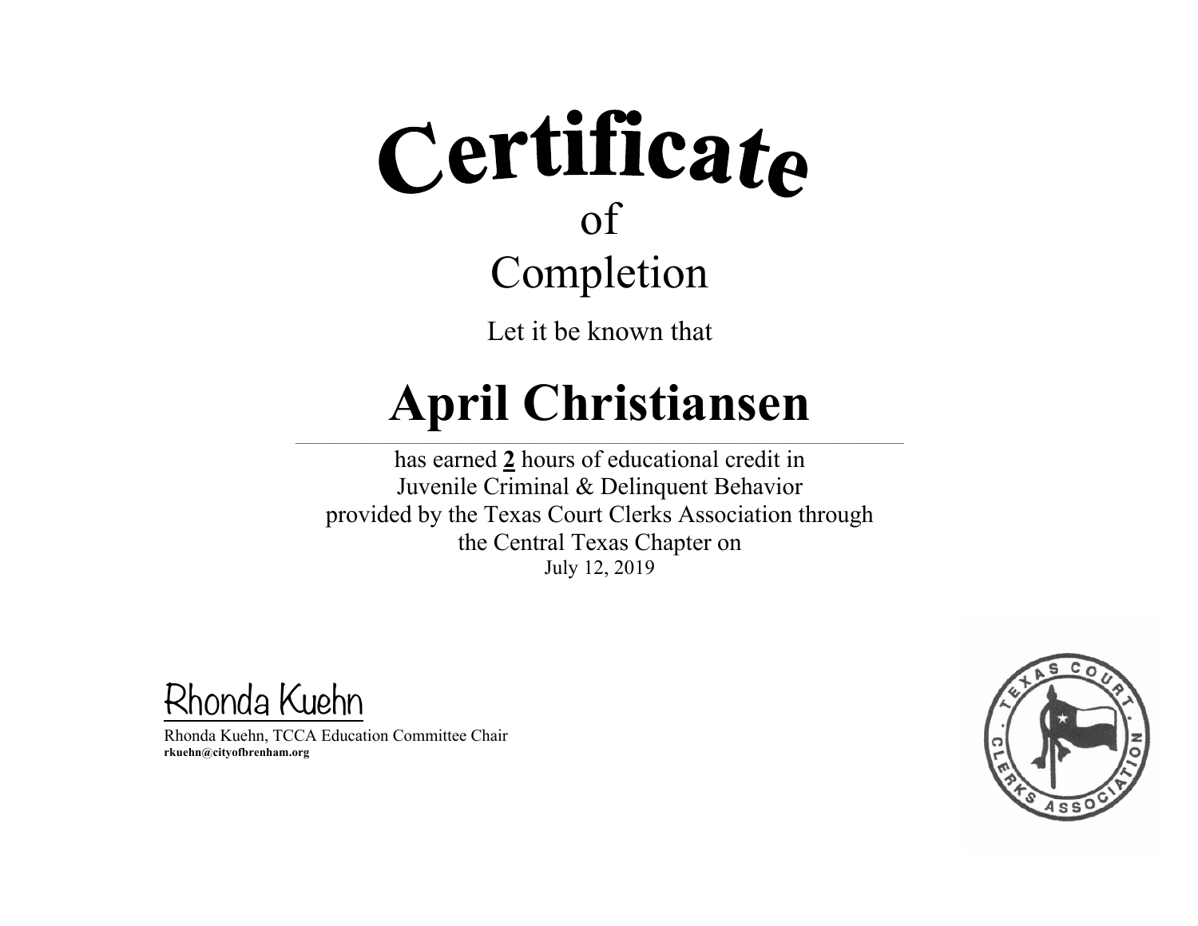# Certificate

of

Completion

Let it be known that

## April Christiansen

has earned **2** hours of educational credit in
Juvenile Criminal & Delinquent Behavior
provided by the Texas Court Clerks Association through
the Central Texas Chapter on
July 12, 2019

Rhonda Kuehn

Rhonda Kuehn, TCCA Education Committee Chair
**rkuehn@cityofbrenham.org**

TEXAS COURT CLERKS ASSOCIATION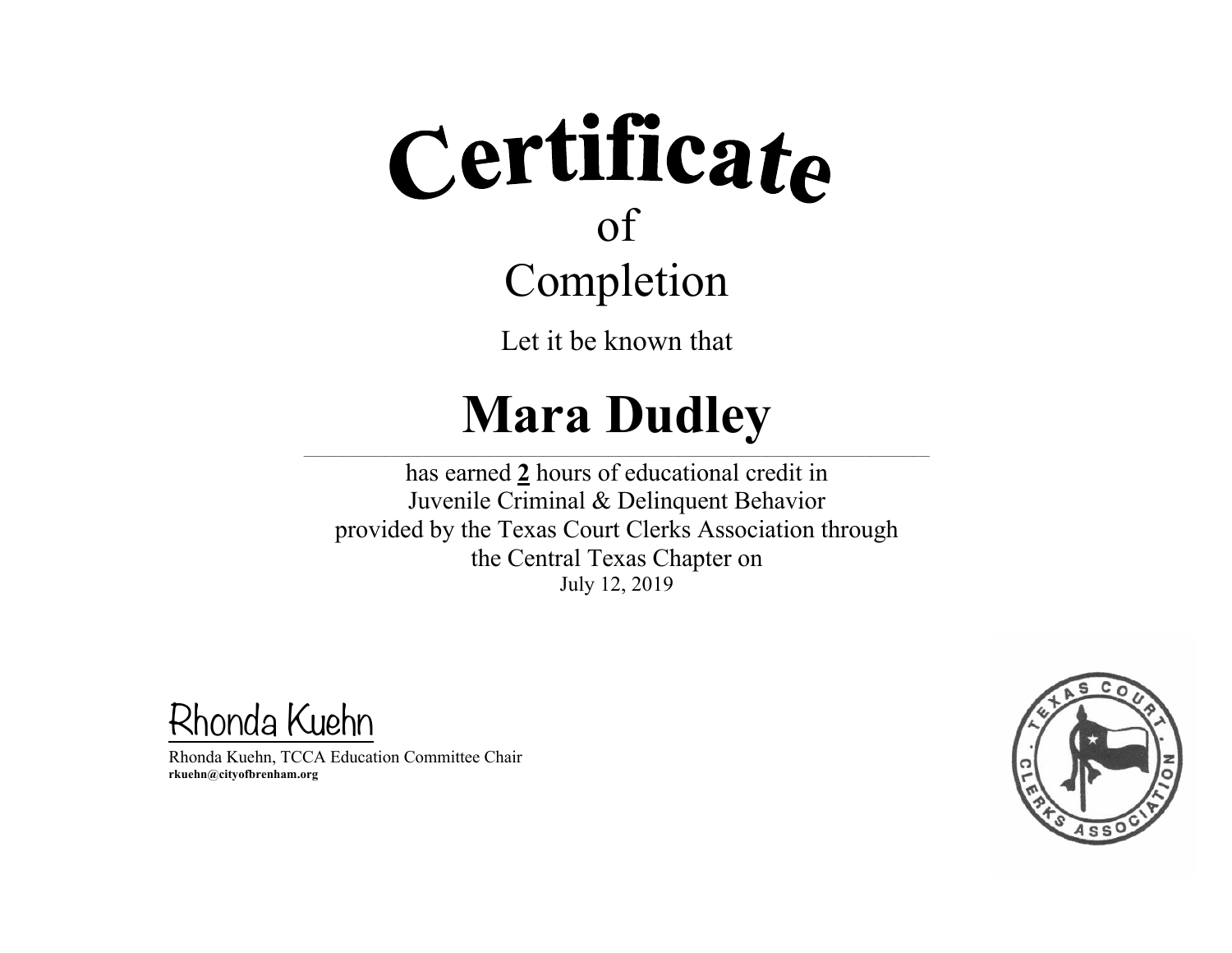# Certificate

of

Completion

Let it be known that

# Mara Dudley

has earned **2** hours of educational credit in
Juvenile Criminal & Delinquent Behavior
provided by the Texas Court Clerks Association through
the Central Texas Chapter on
July 12, 2019

Rhonda Kuehn

Rhonda Kuehn, TCCA Education Committee Chair
**rkuehn@cityofbrenham.org**

TEXAS COURT CLERKS ASSOCIATION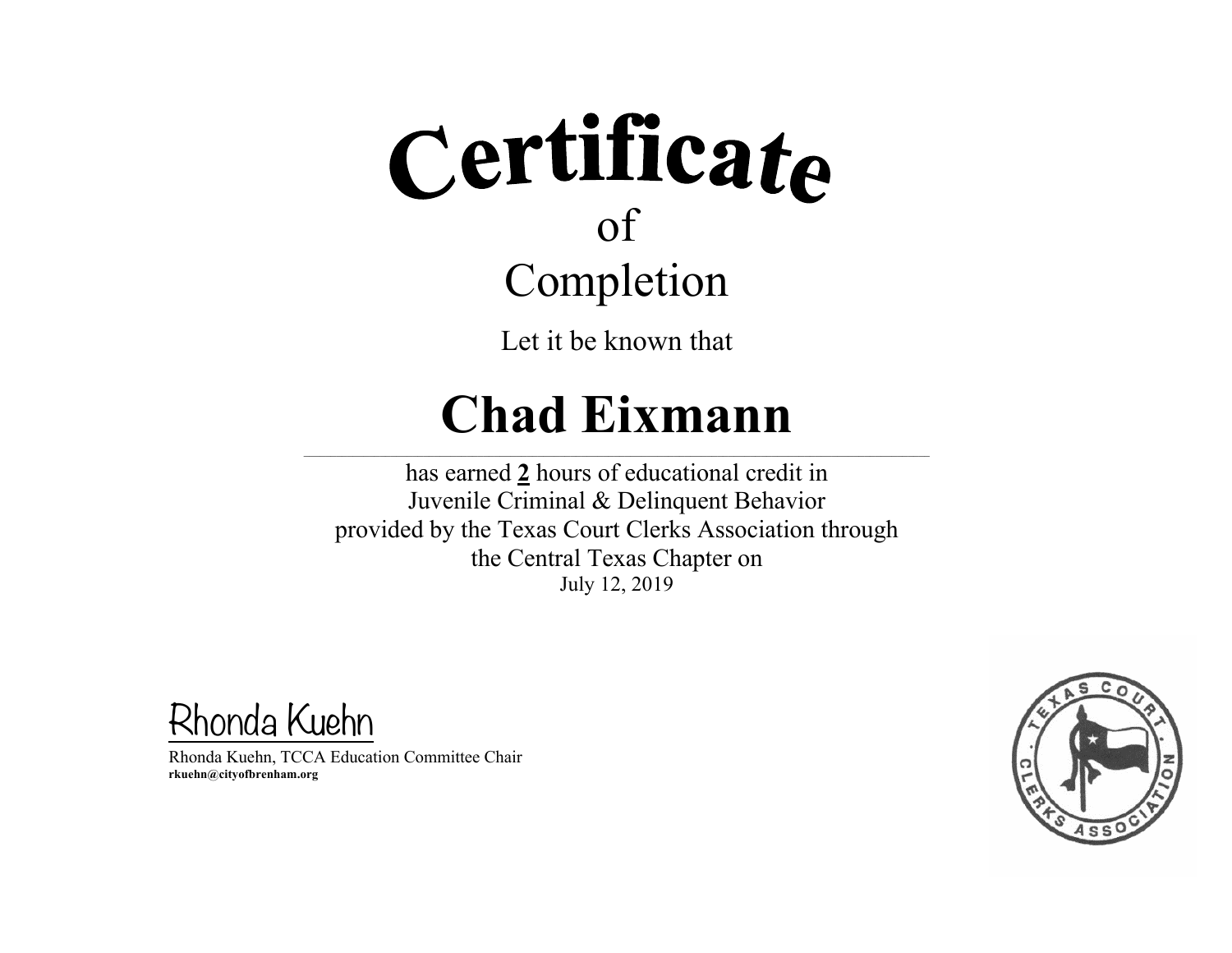# Certificate

## of

## Completion

Let it be known that

# Chad Eixmann

---

has earned **2** hours of educational credit in
Juvenile Criminal & Delinquent Behavior
provided by the Texas Court Clerks Association through
the Central Texas Chapter on
July 12, 2019

Rhonda Kuehn

Rhonda Kuehn, TCCA Education Committee Chair
**rkuehn@cityofbrenham.org**

TEXAS COURT CLERKS ASSOCIATION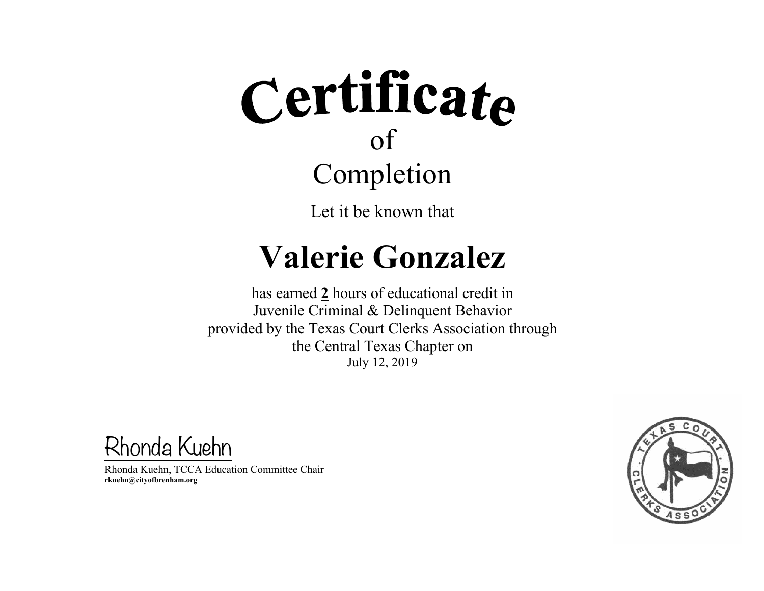# Certificate

of

## Completion

Let it be known that

# Valerie Gonzalez

has earned **2** hours of educational credit in
Juvenile Criminal & Delinquent Behavior
provided by the Texas Court Clerks Association through
the Central Texas Chapter on
July 12, 2019

Rhonda Kuehn

Rhonda Kuehn, TCCA Education Committee Chair
**rkuehn@cityofbrenham.org**

TEXAS COURT CLERKS ASSOCIATION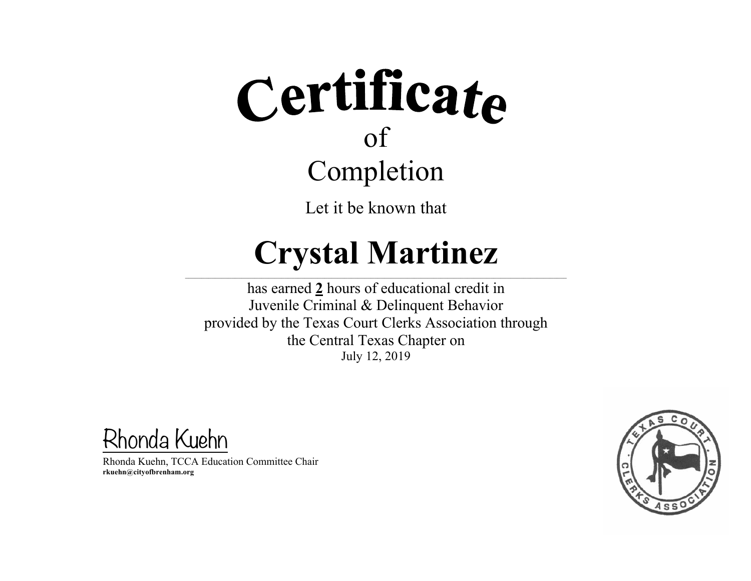# Certificate

of

## Completion

Let it be known that

# **Crystal Martinez**

---

has earned **2** hours of educational credit in
Juvenile Criminal & Delinquent Behavior
provided by the Texas Court Clerks Association through
the Central Texas Chapter on
July 12, 2019

Rhonda Kuehn

Rhonda Kuehn, TCCA Education Committee Chair
**rkuehn@cityofbrenham.org**

TEXAS COURT CLERKS ASSOCIATION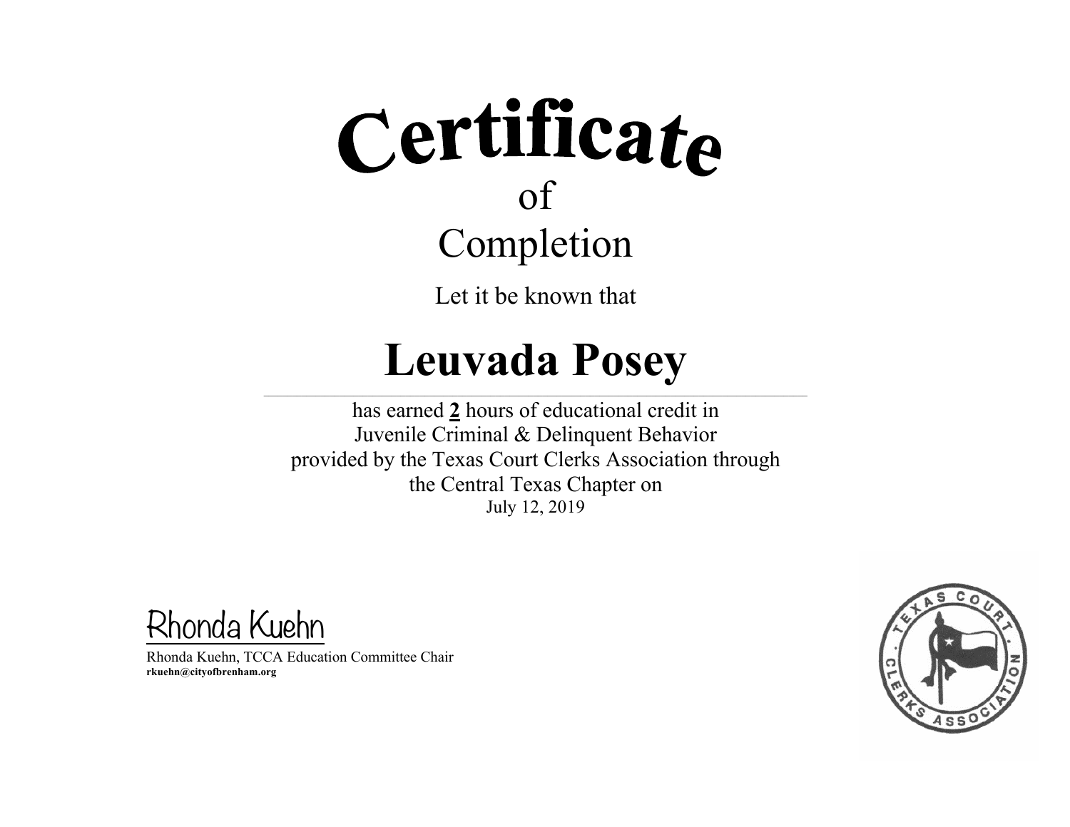# Certificate
## of
## Completion

Let it be known that

# Leuvada Posey

has earned **2** hours of educational credit in
Juvenile Criminal & Delinquent Behavior
provided by the Texas Court Clerks Association through
the Central Texas Chapter on
July 12, 2019

Rhonda Kuehn

Rhonda Kuehn, TCCA Education Committee Chair
**rkuehn@cityofbrenham.org**

TEXAS COURT CLERKS ASSOCIATION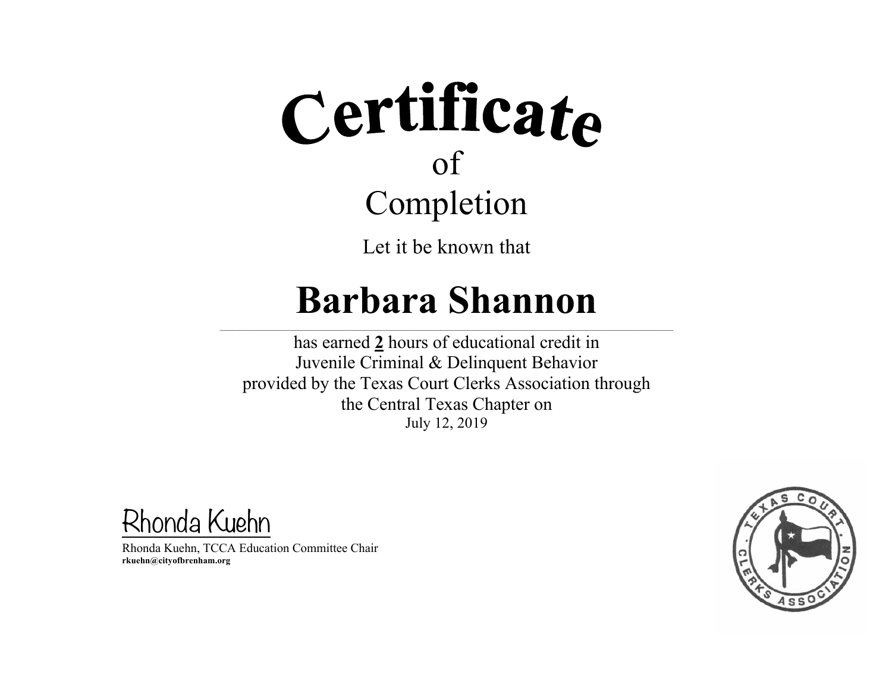# Certificate

of

Completion

Let it be known that

## Barbara Shannon

has earned **2** hours of educational credit in
Juvenile Criminal & Delinquent Behavior
provided by the Texas Court Clerks Association through
the Central Texas Chapter on
July 12, 2019

Rhonda Kuehn

Rhonda Kuehn, TCCA Education Committee Chair
**rkuehn@cityofbrenham.org**

TEXAS COURT CLERKS ASSOCIATION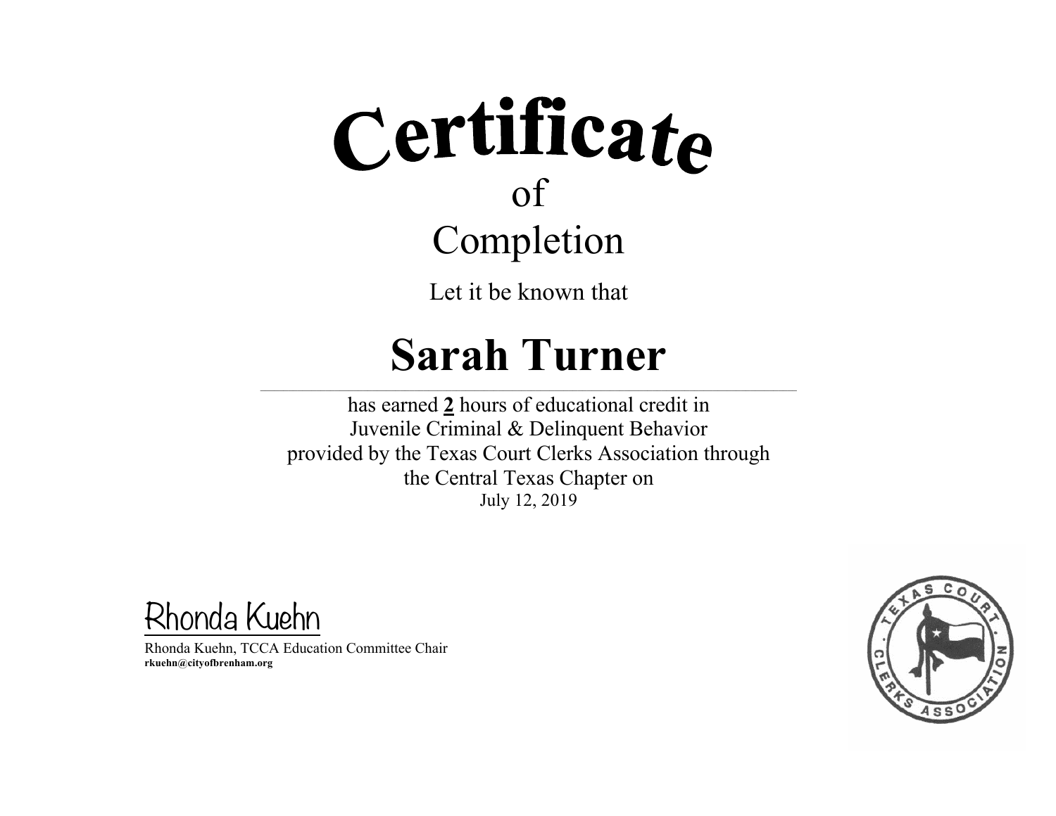# Certificate

## of

## Completion

Let it be known that

# **Sarah Turner**

---

has earned **2** hours of educational credit in
Juvenile Criminal & Delinquent Behavior
provided by the Texas Court Clerks Association through
the Central Texas Chapter on
July 12, 2019

Rhonda Kuehn

Rhonda Kuehn, TCCA Education Committee Chair
**rkuehn@cityofbrenham.org**

TEXAS COURT CLERKS ASSOCIATION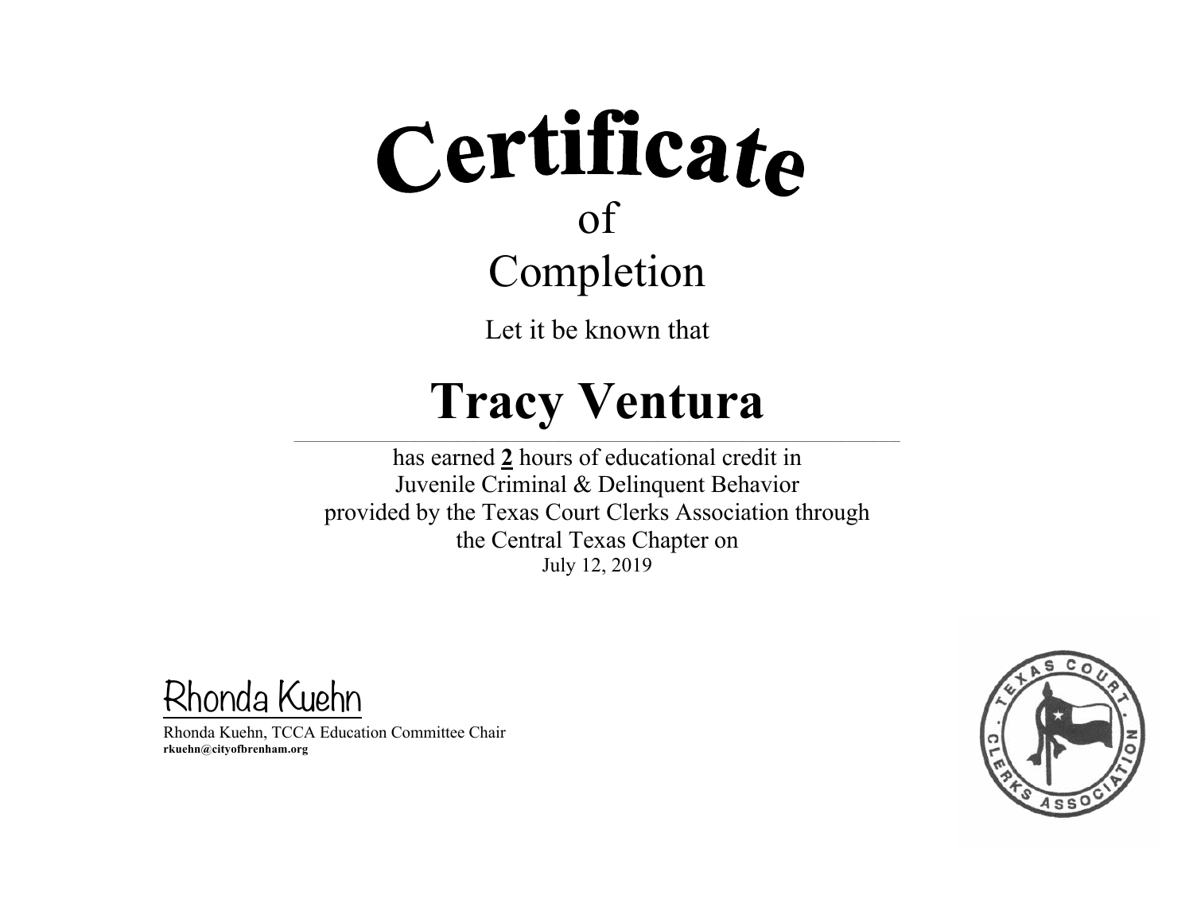# Certificate

of

## Completion

Let it be known that

# Tracy Ventura

has earned **2** hours of educational credit in
Juvenile Criminal & Delinquent Behavior
provided by the Texas Court Clerks Association through
the Central Texas Chapter on
July 12, 2019

Rhonda Kuehn

Rhonda Kuehn, TCCA Education Committee Chair
**rkuehn@cityofbrenham.org**

TEXAS COURT CLERKS ASSOCIATION